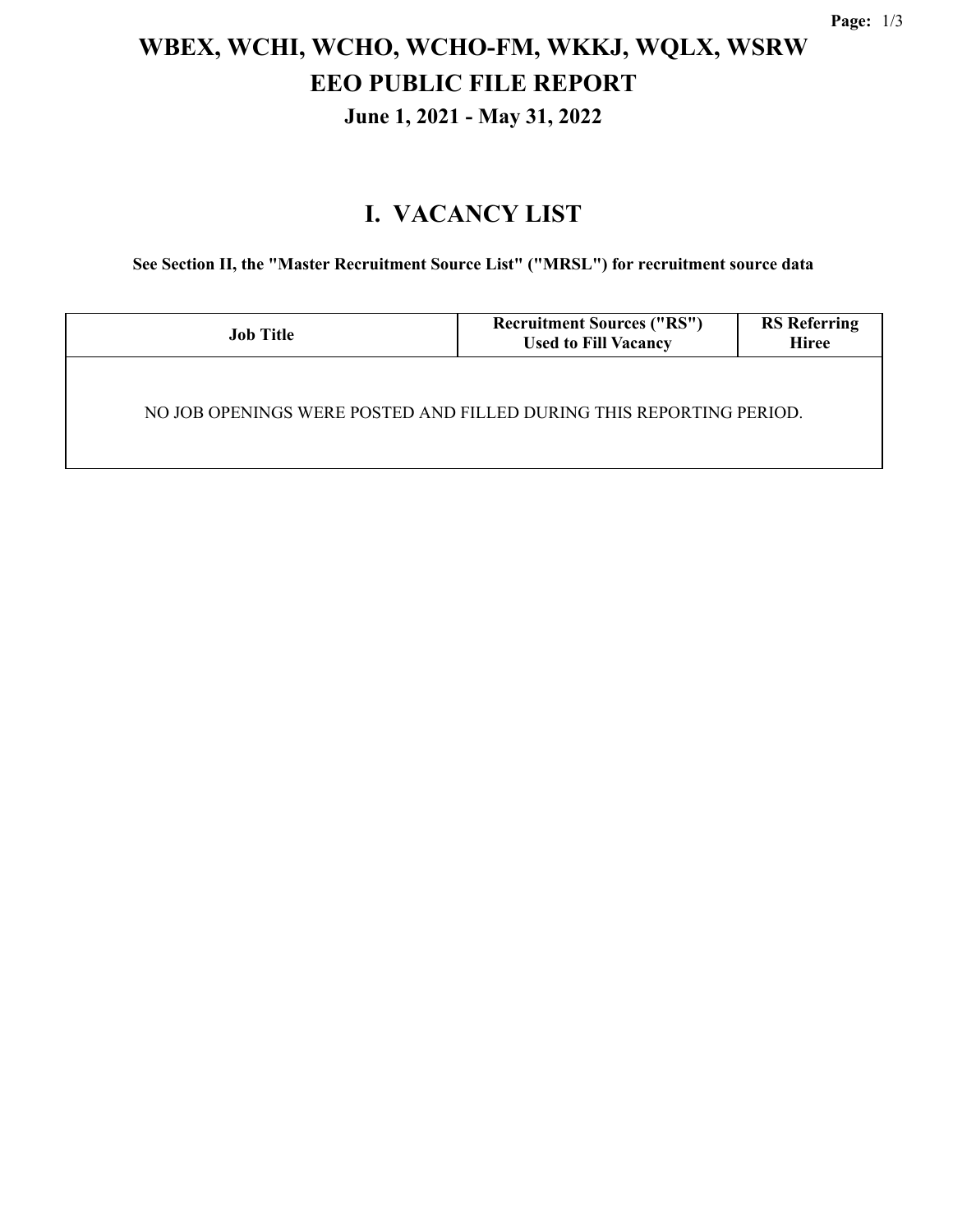# WBEX, WCHI, WCHO, WCHO-FM, WKKJ, WQLX, WSRW
# EEO PUBLIC FILE REPORT
### June 1, 2021 - May 31, 2022

## I. VACANCY LIST

**See Section II, the "Master Recruitment Source List" ("MRSL") for recruitment source data**

| Job Title | Recruitment Sources ("RS") Used to Fill Vacancy | RS Referring Hiree |
|---|---|---|
| NO JOB OPENINGS WERE POSTED AND FILLED DURING THIS REPORTING PERIOD. | | |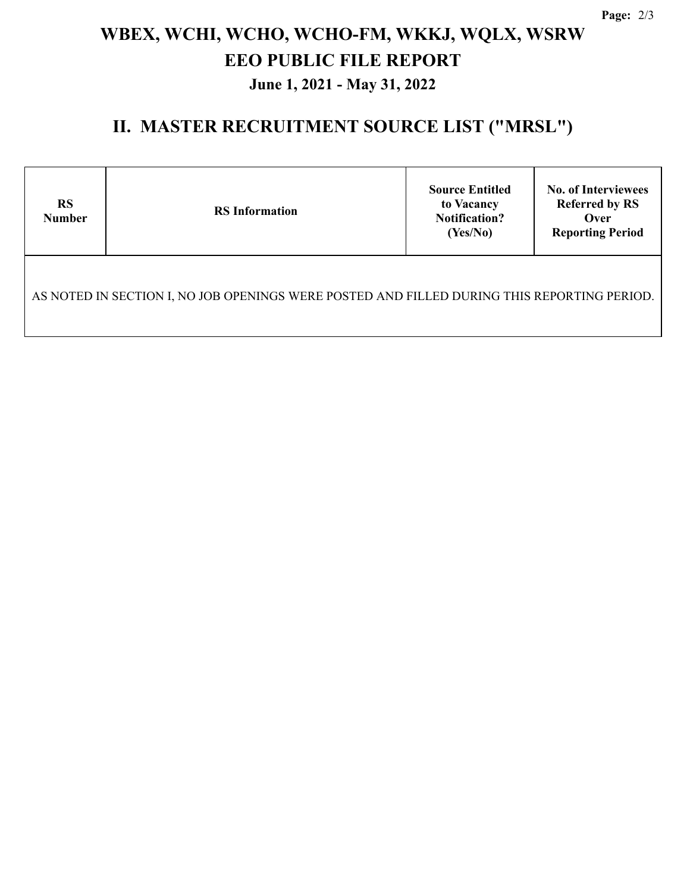# WBEX, WCHI, WCHO, WCHO-FM, WKKJ, WQLX, WSRW

## EEO PUBLIC FILE REPORT

### June 1, 2021 - May 31, 2022

## II. MASTER RECRUITMENT SOURCE LIST ("MRSL")

| RS Number | RS Information | Source Entitled to Vacancy Notification? (Yes/No) | No. of Interviewees Referred by RS Over Reporting Period |
|---|---|---|---|
| AS NOTED IN SECTION I, NO JOB OPENINGS WERE POSTED AND FILLED DURING THIS REPORTING PERIOD. | | | |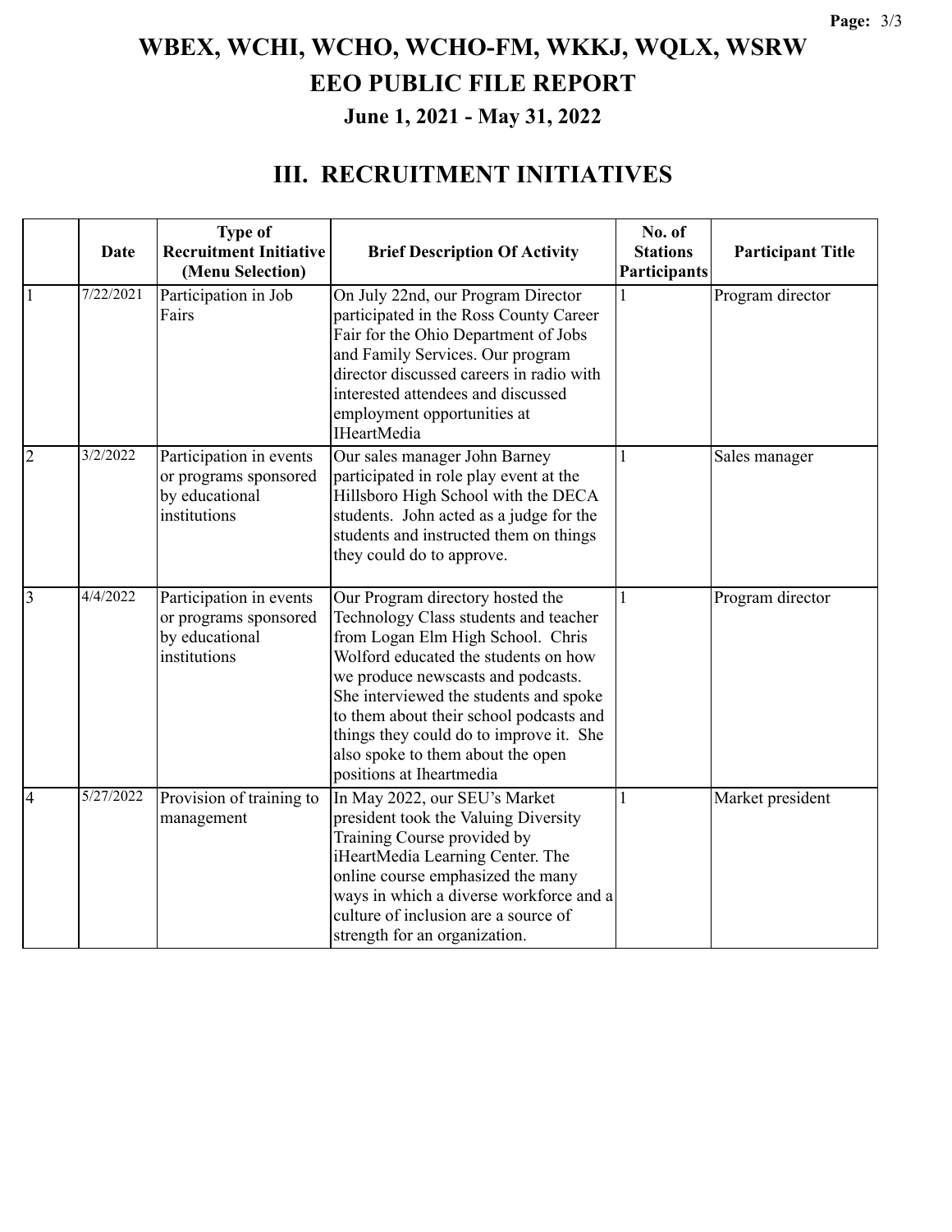# WBEX, WCHI, WCHO, WCHO-FM, WKKJ, WQLX, WSRW
# EEO PUBLIC FILE REPORT
### June 1, 2021 - May 31, 2022

## III. RECRUITMENT INITIATIVES

| | Date | Type of Recruitment Initiative (Menu Selection) | Brief Description Of Activity | No. of Stations Participants | Participant Title |
|---|---|---|---|---|---|
| 1 | 7/22/2021 | Participation in Job Fairs | On July 22nd, our Program Director participated in the Ross County Career Fair for the Ohio Department of Jobs and Family Services. Our program director discussed careers in radio with interested attendees and discussed employment opportunities at IHeartMedia | 1 | Program director |
| 2 | 3/2/2022 | Participation in events or programs sponsored by educational institutions | Our sales manager John Barney participated in role play event at the Hillsboro High School with the DECA students. John acted as a judge for the students and instructed them on things they could do to approve. | 1 | Sales manager |
| 3 | 4/4/2022 | Participation in events or programs sponsored by educational institutions | Our Program directory hosted the Technology Class students and teacher from Logan Elm High School. Chris Wolford educated the students on how we produce newscasts and podcasts. She interviewed the students and spoke to them about their school podcasts and things they could do to improve it. She also spoke to them about the open positions at Iheartmedia | 1 | Program director |
| 4 | 5/27/2022 | Provision of training to management | In May 2022, our SEU's Market president took the Valuing Diversity Training Course provided by iHeartMedia Learning Center. The online course emphasized the many ways in which a diverse workforce and a culture of inclusion are a source of strength for an organization. | 1 | Market president |